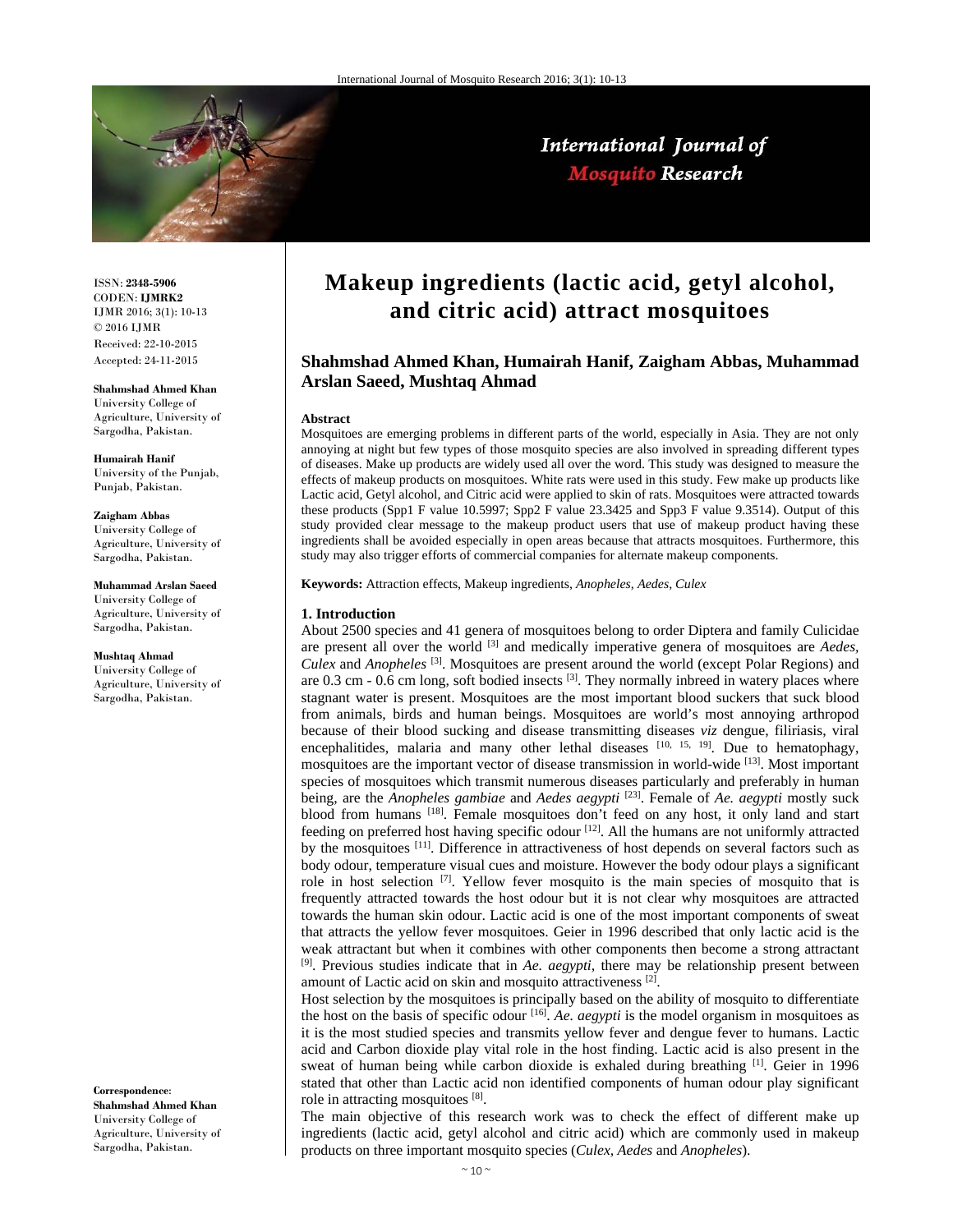# Makeup ingredients (lactic acid, getyl alcohol, and citric acid) attract mosquitoes

**Shahmshad Ahmed Khan, Humairah Hanif, Zaigham Abbas, Muhammad Arslan Saeed, Mushtaq Ahmad**

ISSN: **2348-5906**
CODEN: **IJMRK2**
IJMR 2016; 3(1): 10-13
© 2016 IJMR
Received: 22-10-2015
Accepted: 24-11-2015

**Shahmshad Ahmed Khan**
University College of Agriculture, University of Sargodha, Pakistan.

**Humairah Hanif**
University of the Punjab, Punjab, Pakistan.

**Zaigham Abbas**
University College of Agriculture, University of Sargodha, Pakistan.

**Muhammad Arslan Saeed**
University College of Agriculture, University of Sargodha, Pakistan.

**Mushtaq Ahmad**
University College of Agriculture, University of Sargodha, Pakistan.

**Correspondence**:
**Shahmshad Ahmed Khan**
University College of Agriculture, University of Sargodha, Pakistan.

**Abstract**

Mosquitoes are emerging problems in different parts of the world, especially in Asia. They are not only annoying at night but few types of those mosquito species are also involved in spreading different types of diseases. Make up products are widely used all over the word. This study was designed to measure the effects of makeup products on mosquitoes. White rats were used in this study. Few make up products like Lactic acid, Getyl alcohol, and Citric acid were applied to skin of rats. Mosquitoes were attracted towards these products (Spp1 F value 10.5997; Spp2 F value 23.3425 and Spp3 F value 9.3514). Output of this study provided clear message to the makeup product users that use of makeup product having these ingredients shall be avoided especially in open areas because that attracts mosquitoes. Furthermore, this study may also trigger efforts of commercial companies for alternate makeup components.

**Keywords:** Attraction effects, Makeup ingredients, *Anopheles*, *Aedes*, *Culex*

## 1. Introduction

About 2500 species and 41 genera of mosquitoes belong to order Diptera and family Culicidae are present all over the world [3] and medically imperative genera of mosquitoes are *Aedes*, *Culex* and *Anopheles* [3]. Mosquitoes are present around the world (except Polar Regions) and are 0.3 cm - 0.6 cm long, soft bodied insects [3]. They normally inbreed in watery places where stagnant water is present. Mosquitoes are the most important blood suckers that suck blood from animals, birds and human beings. Mosquitoes are world's most annoying arthropod because of their blood sucking and disease transmitting diseases *viz* dengue, filiriasis, viral encephalitides, malaria and many other lethal diseases [10, 15, 19]. Due to hematophagy, mosquitoes are the important vector of disease transmission in world-wide [13]. Most important species of mosquitoes which transmit numerous diseases particularly and preferably in human being, are the *Anopheles gambiae* and *Aedes aegypti* [23]. Female of *Ae. aegypti* mostly suck blood from humans [18]. Female mosquitoes don't feed on any host, it only land and start feeding on preferred host having specific odour [12]. All the humans are not uniformly attracted by the mosquitoes [11]. Difference in attractiveness of host depends on several factors such as body odour, temperature visual cues and moisture. However the body odour plays a significant role in host selection [7]. Yellow fever mosquito is the main species of mosquito that is frequently attracted towards the host odour but it is not clear why mosquitoes are attracted towards the human skin odour. Lactic acid is one of the most important components of sweat that attracts the yellow fever mosquitoes. Geier in 1996 described that only lactic acid is the weak attractant but when it combines with other components then become a strong attractant [9]. Previous studies indicate that in *Ae. aegypti*, there may be relationship present between amount of Lactic acid on skin and mosquito attractiveness [2].

Host selection by the mosquitoes is principally based on the ability of mosquito to differentiate the host on the basis of specific odour [16]. *Ae. aegypti* is the model organism in mosquitoes as it is the most studied species and transmits yellow fever and dengue fever to humans. Lactic acid and Carbon dioxide play vital role in the host finding. Lactic acid is also present in the sweat of human being while carbon dioxide is exhaled during breathing [1]. Geier in 1996 stated that other than Lactic acid non identified components of human odour play significant role in attracting mosquitoes [8].

The main objective of this research work was to check the effect of different make up ingredients (lactic acid, getyl alcohol and citric acid) which are commonly used in makeup products on three important mosquito species (*Culex, Aedes* and *Anopheles*).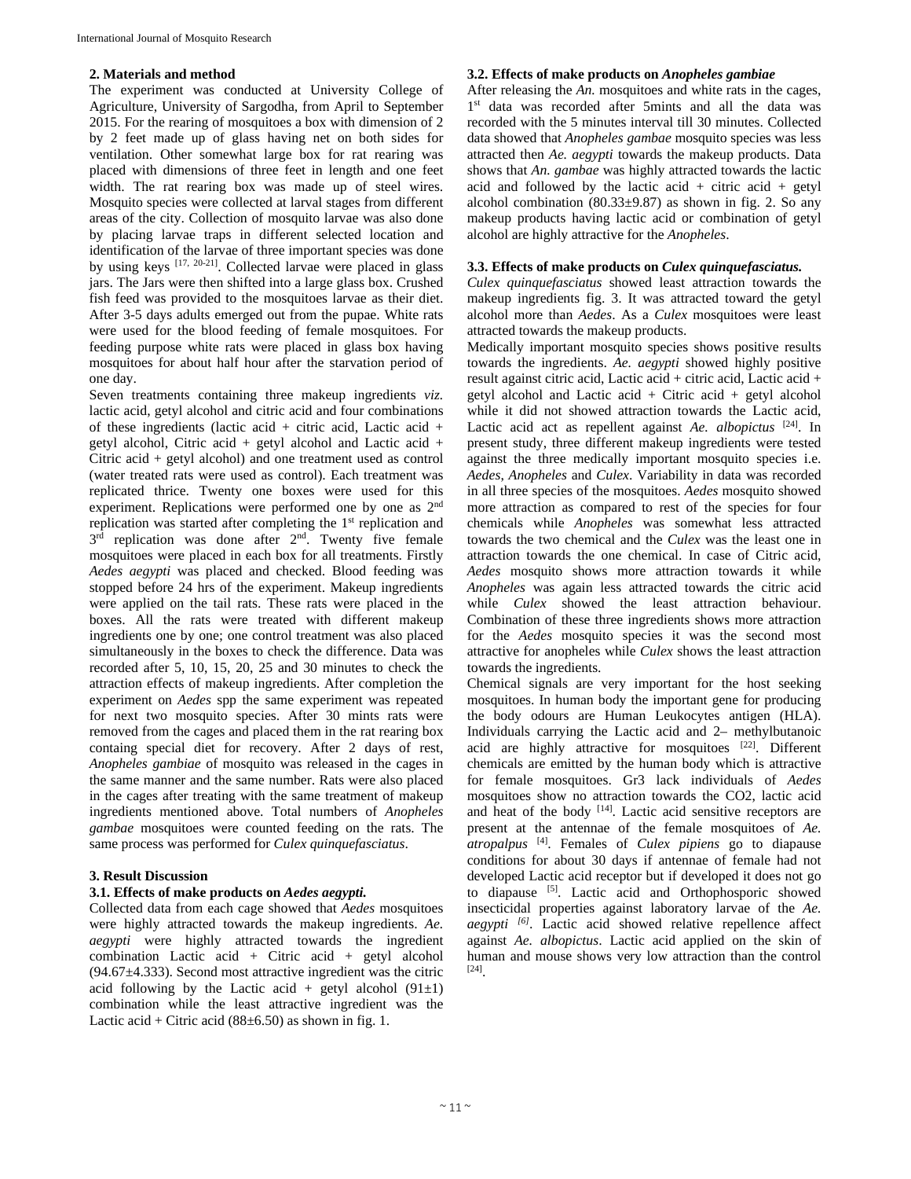## 2. Materials and method

The experiment was conducted at University College of Agriculture, University of Sargodha, from April to September 2015. For the rearing of mosquitoes a box with dimension of 2 by 2 feet made up of glass having net on both sides for ventilation. Other somewhat large box for rat rearing was placed with dimensions of three feet in length and one feet width. The rat rearing box was made up of steel wires. Mosquito species were collected at larval stages from different areas of the city. Collection of mosquito larvae was also done by placing larvae traps in different selected location and identification of the larvae of three important species was done by using keys [17, 20-21]. Collected larvae were placed in glass jars. The Jars were then shifted into a large glass box. Crushed fish feed was provided to the mosquitoes larvae as their diet. After 3-5 days adults emerged out from the pupae. White rats were used for the blood feeding of female mosquitoes. For feeding purpose white rats were placed in glass box having mosquitoes for about half hour after the starvation period of one day.

Seven treatments containing three makeup ingredients *viz.* lactic acid, getyl alcohol and citric acid and four combinations of these ingredients (lactic acid + citric acid, Lactic acid + getyl alcohol, Citric acid + getyl alcohol and Lactic acid + Citric acid + getyl alcohol) and one treatment used as control (water treated rats were used as control). Each treatment was replicated thrice. Twenty one boxes were used for this experiment. Replications were performed one by one as 2nd replication was started after completing the 1st replication and 3rd replication was done after 2nd. Twenty five female mosquitoes were placed in each box for all treatments. Firstly *Aedes aegypti* was placed and checked. Blood feeding was stopped before 24 hrs of the experiment. Makeup ingredients were applied on the tail rats. These rats were placed in the boxes. All the rats were treated with different makeup ingredients one by one; one control treatment was also placed simultaneously in the boxes to check the difference. Data was recorded after 5, 10, 15, 20, 25 and 30 minutes to check the attraction effects of makeup ingredients. After completion the experiment on *Aedes* spp the same experiment was repeated for next two mosquito species. After 30 mints rats were removed from the cages and placed them in the rat rearing box containg special diet for recovery. After 2 days of rest, *Anopheles gambiae* of mosquito was released in the cages in the same manner and the same number. Rats were also placed in the cages after treating with the same treatment of makeup ingredients mentioned above. Total numbers of *Anopheles gambae* mosquitoes were counted feeding on the rats. The same process was performed for *Culex quinquefasciatus*.

## 3. Result Discussion

### 3.1. Effects of make products on *Aedes aegypti.*

Collected data from each cage showed that *Aedes* mosquitoes were highly attracted towards the makeup ingredients. *Ae. aegypti* were highly attracted towards the ingredient combination Lactic acid + Citric acid + getyl alcohol (94.67±4.333). Second most attractive ingredient was the citric acid following by the Lactic acid + getyl alcohol (91±1) combination while the least attractive ingredient was the Lactic acid + Citric acid (88±6.50) as shown in fig. 1.

### 3.2. Effects of make products on *Anopheles gambiae*

After releasing the *An.* mosquitoes and white rats in the cages, 1st data was recorded after 5mints and all the data was recorded with the 5 minutes interval till 30 minutes. Collected data showed that *Anopheles gambae* mosquito species was less attracted then *Ae. aegypti* towards the makeup products. Data shows that *An. gambae* was highly attracted towards the lactic acid and followed by the lactic acid + citric acid + getyl alcohol combination (80.33±9.87) as shown in fig. 2. So any makeup products having lactic acid or combination of getyl alcohol are highly attractive for the *Anopheles*.

### 3.3. Effects of make products on *Culex quinquefasciatus.*

*Culex quinquefasciatus* showed least attraction towards the makeup ingredients fig. 3. It was attracted toward the getyl alcohol more than *Aedes*. As a *Culex* mosquitoes were least attracted towards the makeup products.

Medically important mosquito species shows positive results towards the ingredients. *Ae. aegypti* showed highly positive result against citric acid, Lactic acid + citric acid, Lactic acid + getyl alcohol and Lactic acid + Citric acid + getyl alcohol while it did not showed attraction towards the Lactic acid, Lactic acid act as repellent against *Ae. albopictus* [24]. In present study, three different makeup ingredients were tested against the three medically important mosquito species i.e. *Aedes*, *Anopheles* and *Culex*. Variability in data was recorded in all three species of the mosquitoes. *Aedes* mosquito showed more attraction as compared to rest of the species for four chemicals while *Anopheles* was somewhat less attracted towards the two chemical and the *Culex* was the least one in attraction towards the one chemical. In case of Citric acid, *Aedes* mosquito shows more attraction towards it while *Anopheles* was again less attracted towards the citric acid while *Culex* showed the least attraction behaviour. Combination of these three ingredients shows more attraction for the *Aedes* mosquito species it was the second most attractive for anopheles while *Culex* shows the least attraction towards the ingredients.

Chemical signals are very important for the host seeking mosquitoes. In human body the important gene for producing the body odours are Human Leukocytes antigen (HLA). Individuals carrying the Lactic acid and 2– methylbutanoic acid are highly attractive for mosquitoes [22]. Different chemicals are emitted by the human body which is attractive for female mosquitoes. Gr3 lack individuals of *Aedes* mosquitoes show no attraction towards the $CO_2$, lactic acid and heat of the body [14]. Lactic acid sensitive receptors are present at the antennae of the female mosquitoes of *Ae. atropalpus* [4]. Females of *Culex pipiens* go to diapause conditions for about 30 days if antennae of female had not developed Lactic acid receptor but if developed it does not go to diapause [5]. Lactic acid and Orthophosporic showed insecticidal properties against laboratory larvae of the *Ae. aegypti* [6]. Lactic acid showed relative repellence affect against *Ae. albopictus*. Lactic acid applied on the skin of human and mouse shows very low attraction than the control [24].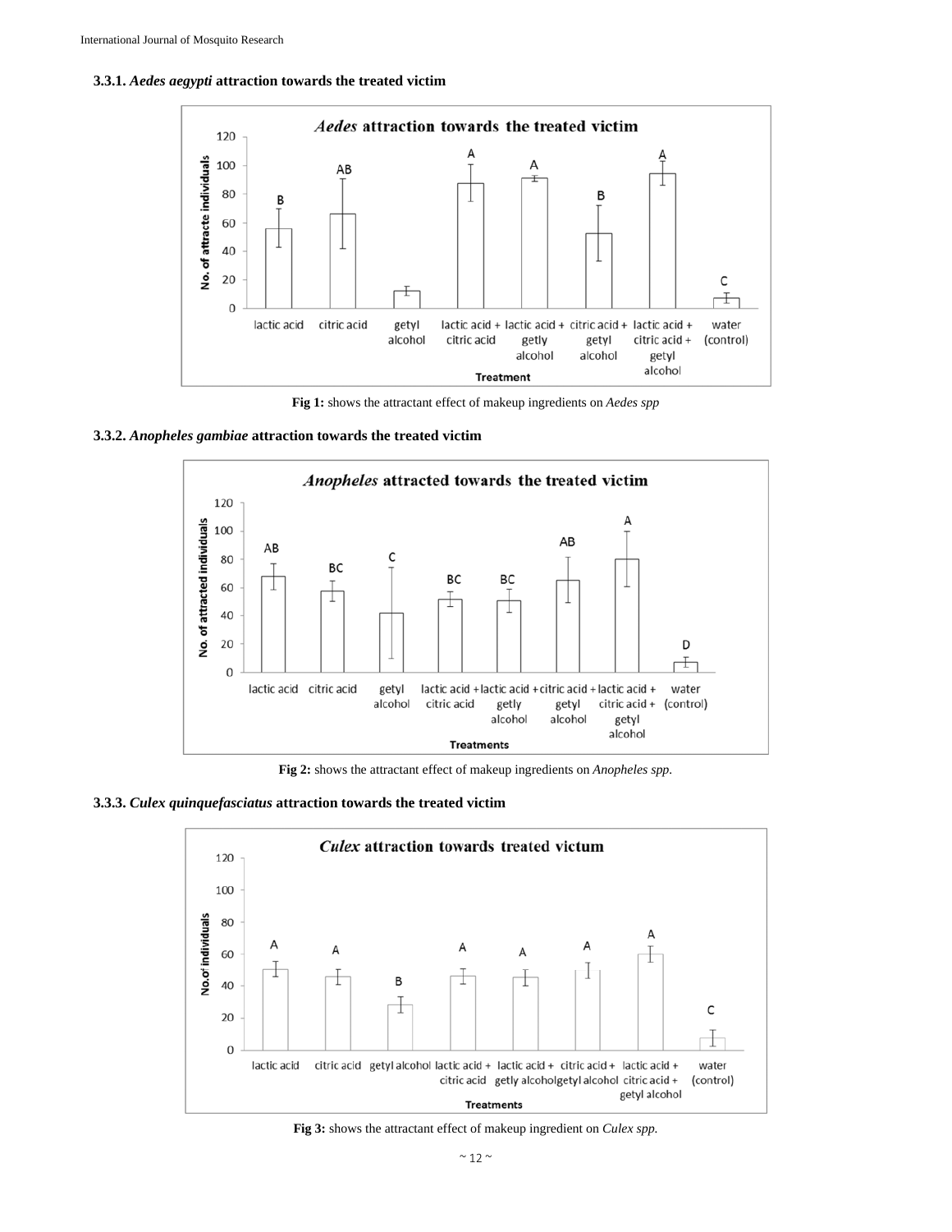### 3.3.1. *Aedes aegypti* attraction towards the treated victim

**Fig 1:** shows the attractant effect of makeup ingredients on *Aedes spp*

### 3.3.2. *Anopheles gambiae* attraction towards the treated victim

**Fig 2:** shows the attractant effect of makeup ingredients on *Anopheles spp.*

### 3.3.3. *Culex quinquefasciatus* attraction towards the treated victim

**Fig 3:** shows the attractant effect of makeup ingredient on *Culex spp.*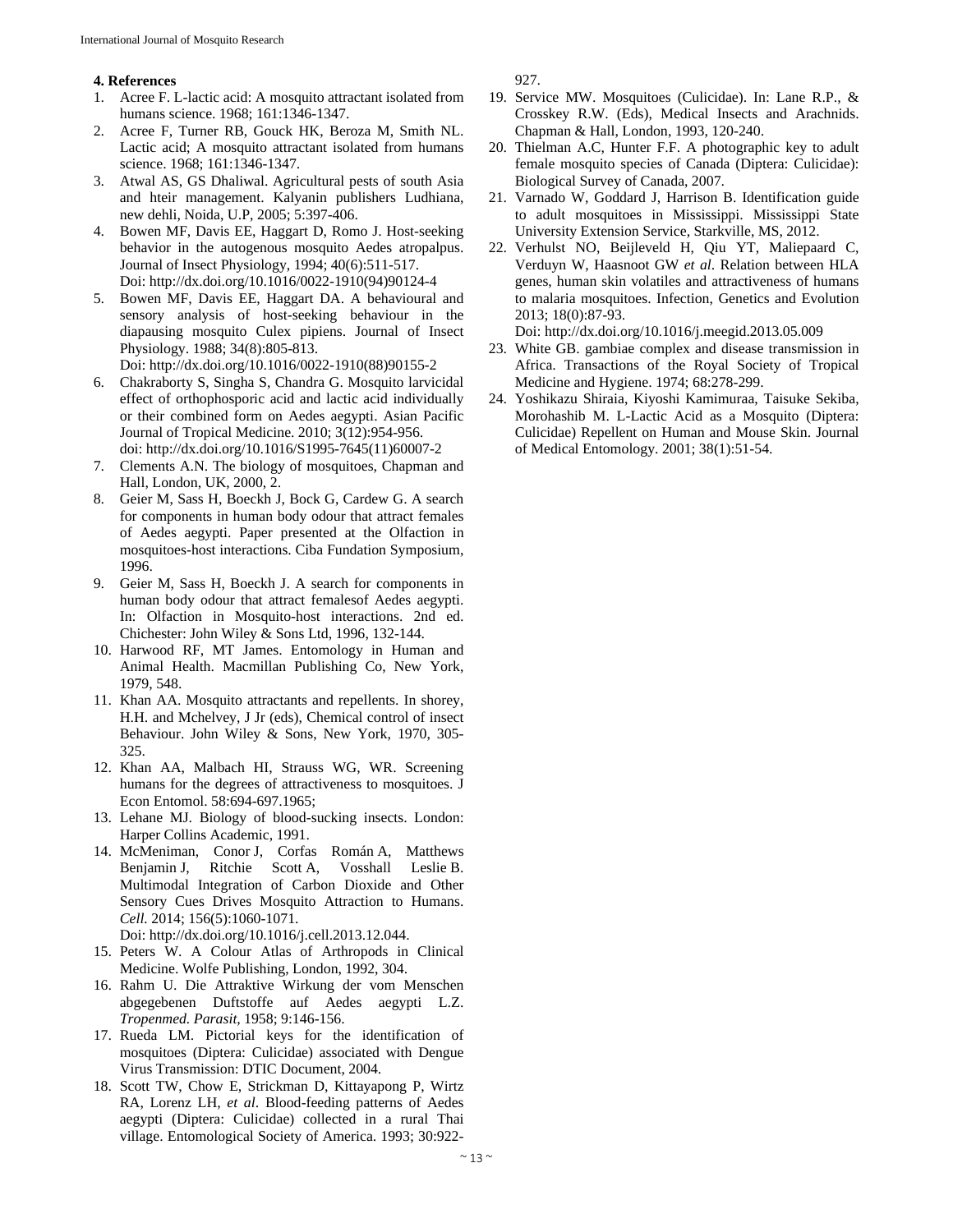### 4. References

1. Acree F. L-lactic acid: A mosquito attractant isolated from humans science. 1968; 161:1346-1347.
2. Acree F, Turner RB, Gouck HK, Beroza M, Smith NL. Lactic acid; A mosquito attractant isolated from humans science. 1968; 161:1346-1347.
3. Atwal AS, GS Dhaliwal. Agricultural pests of south Asia and hteir management. Kalyanin publishers Ludhiana, new dehli, Noida, U.P, 2005; 5:397-406.
4. Bowen MF, Davis EE, Haggart D, Romo J. Host-seeking behavior in the autogenous mosquito Aedes atropalpus. Journal of Insect Physiology, 1994; 40(6):511-517. Doi: http://dx.doi.org/10.1016/0022-1910(94)90124-4
5. Bowen MF, Davis EE, Haggart DA. A behavioural and sensory analysis of host-seeking behaviour in the diapausing mosquito Culex pipiens. Journal of Insect Physiology. 1988; 34(8):805-813. Doi: http://dx.doi.org/10.1016/0022-1910(88)90155-2
6. Chakraborty S, Singha S, Chandra G. Mosquito larvicidal effect of orthophosporic acid and lactic acid individually or their combined form on Aedes aegypti. Asian Pacific Journal of Tropical Medicine. 2010; 3(12):954-956. doi: http://dx.doi.org/10.1016/S1995-7645(11)60007-2
7. Clements A.N. The biology of mosquitoes, Chapman and Hall, London, UK, 2000, 2.
8. Geier M, Sass H, Boeckh J, Bock G, Cardew G. A search for components in human body odour that attract females of Aedes aegypti. Paper presented at the Olfaction in mosquitoes-host interactions. Ciba Fundation Symposium, 1996.
9. Geier M, Sass H, Boeckh J. A search for components in human body odour that attract femalesof Aedes aegypti. In: Olfaction in Mosquito-host interactions. 2nd ed. Chichester: John Wiley & Sons Ltd, 1996, 132-144.
10. Harwood RF, MT James. Entomology in Human and Animal Health. Macmillan Publishing Co, New York, 1979, 548.
11. Khan AA. Mosquito attractants and repellents. In shorey, H.H. and Mchelvey, J Jr (eds), Chemical control of insect Behaviour. John Wiley & Sons, New York, 1970, 305-325.
12. Khan AA, Malbach HI, Strauss WG, WR. Screening humans for the degrees of attractiveness to mosquitoes. J Econ Entomol. 58:694-697.1965;
13. Lehane MJ. Biology of blood-sucking insects. London: Harper Collins Academic, 1991.
14. McMeniman, Conor J, Corfas Román A, Matthews Benjamin J, Ritchie Scott A, Vosshall Leslie B. Multimodal Integration of Carbon Dioxide and Other Sensory Cues Drives Mosquito Attraction to Humans. *Cell.* 2014; 156(5):1060-1071. Doi: http://dx.doi.org/10.1016/j.cell.2013.12.044.
15. Peters W. A Colour Atlas of Arthropods in Clinical Medicine. Wolfe Publishing, London, 1992, 304.
16. Rahm U. Die Attraktive Wirkung der vom Menschen abgegebenen Duftstoffe auf Aedes aegypti L.Z. *Tropenmed. Parasit*, 1958; 9:146-156.
17. Rueda LM. Pictorial keys for the identification of mosquitoes (Diptera: Culicidae) associated with Dengue Virus Transmission: DTIC Document, 2004.
18. Scott TW, Chow E, Strickman D, Kittayapong P, Wirtz RA, Lorenz LH, *et al*. Blood-feeding patterns of Aedes aegypti (Diptera: Culicidae) collected in a rural Thai village. Entomological Society of America. 1993; 30:922-927.
19. Service MW. Mosquitoes (Culicidae). In: Lane R.P., & Crosskey R.W. (Eds), Medical Insects and Arachnids. Chapman & Hall, London, 1993, 120-240.
20. Thielman A.C, Hunter F.F. A photographic key to adult female mosquito species of Canada (Diptera: Culicidae): Biological Survey of Canada, 2007.
21. Varnado W, Goddard J, Harrison B. Identification guide to adult mosquitoes in Mississippi. Mississippi State University Extension Service, Starkville, MS, 2012.
22. Verhulst NO, Beijleveld H, Qiu YT, Maliepaard C, Verduyn W, Haasnoot GW *et al*. Relation between HLA genes, human skin volatiles and attractiveness of humans to malaria mosquitoes. Infection, Genetics and Evolution 2013; 18(0):87-93. Doi: http://dx.doi.org/10.1016/j.meegid.2013.05.009
23. White GB. gambiae complex and disease transmission in Africa. Transactions of the Royal Society of Tropical Medicine and Hygiene. 1974; 68:278-299.
24. Yoshikazu Shiraia, Kiyoshi Kamimuraa, Taisuke Sekiba, Morohashib M. L-Lactic Acid as a Mosquito (Diptera: Culicidae) Repellent on Human and Mouse Skin. Journal of Medical Entomology. 2001; 38(1):51-54.